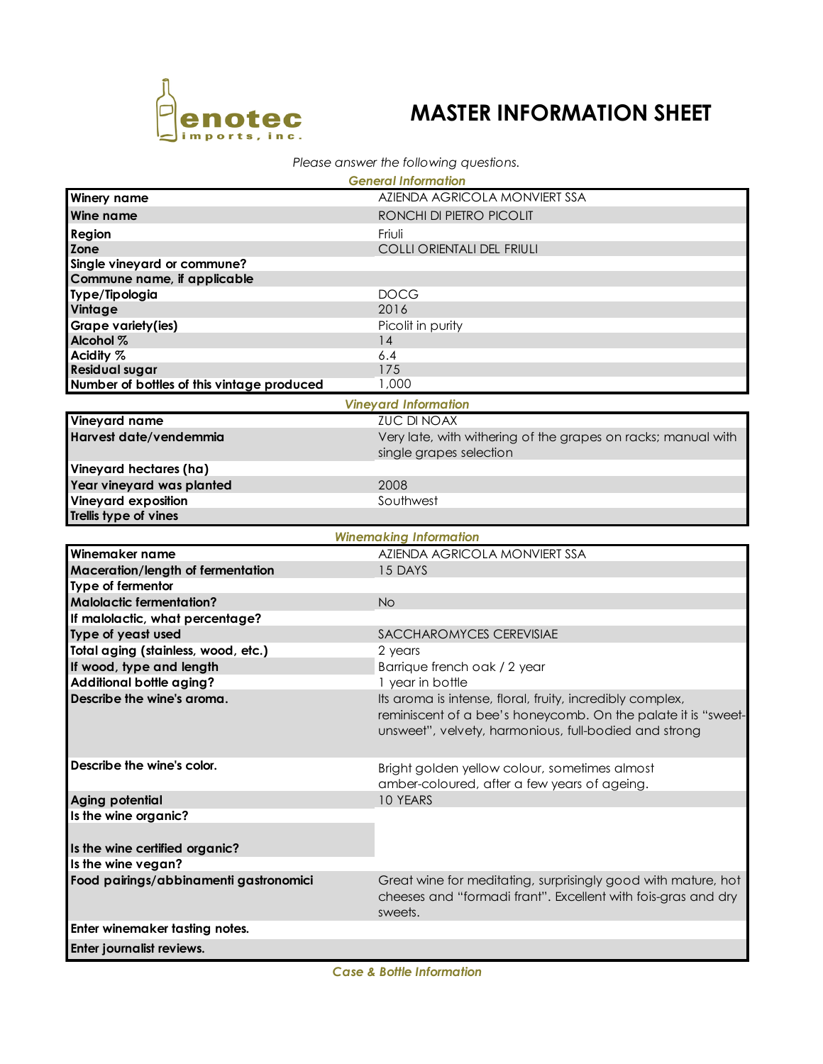enotec imports, inc.

# MASTER INFORMATION SHEET

*Please answer the following questions.*

### *General Information*

| | |
|---|---|
| **Winery name** | AZIENDA AGRICOLA MONVIERT SSA |
| **Wine name** | RONCHI DI PIETRO PICOLIT |
| **Region** | Friuli |
| **Zone** | COLLI ORIENTALI DEL FRIULI |
| **Single vineyard or commune?** | |
| **Commune name, if applicable** | |
| **Type/Tipologia** | DOCG |
| **Vintage** | 2016 |
| **Grape variety(ies)** | Picolit in purity |
| **Alcohol %** | 14 |
| **Acidity %** | 6.4 |
| **Residual sugar** | 175 |
| **Number of bottles of this vintage produced** | 1,000 |

### *Vineyard Information*

| | |
|---|---|
| **Vineyard name** | ZUC DI NOAX |
| **Harvest date/vendemmia** | Very late, with withering of the grapes on racks; manual with single grapes selection |
| **Vineyard hectares (ha)** | |
| **Year vineyard was planted** | 2008 |
| **Vineyard exposition** | Southwest |
| **Trellis type of vines** | |

### *Winemaking Information*

| | |
|---|---|
| **Winemaker name** | AZIENDA AGRICOLA MONVIERT SSA |
| **Maceration/length of fermentation** | 15 DAYS |
| **Type of fermentor** | |
| **Malolactic fermentation?** | No |
| **If malolactic, what percentage?** | |
| **Type of yeast used** | SACCHAROMYCES CEREVISIAE |
| **Total aging (stainless, wood, etc.)** | 2 years |
| **If wood, type and length** | Barrique french oak / 2 year |
| **Additional bottle aging?** | 1 year in bottle |
| **Describe the wine's aroma.** | Its aroma is intense, floral, fruity, incredibly complex, reminiscent of a bee's honeycomb. On the palate it is "sweet-unsweet", velvety, harmonious, full-bodied and strong |
| **Describe the wine's color.** | Bright golden yellow colour, sometimes almost amber-coloured, after a few years of ageing. |
| **Aging potential** | 10 YEARS |
| **Is the wine organic?** | |
| **Is the wine certified organic?** | |
| **Is the wine vegan?** | |
| **Food pairings/abbinamenti gastronomici** | Great wine for meditating, surprisingly good with mature, hot cheeses and "formadi frant". Excellent with fois-gras and dry sweets. |
| **Enter winemaker tasting notes.** | |
| **Enter journalist reviews.** | |

### *Case & Bottle Information*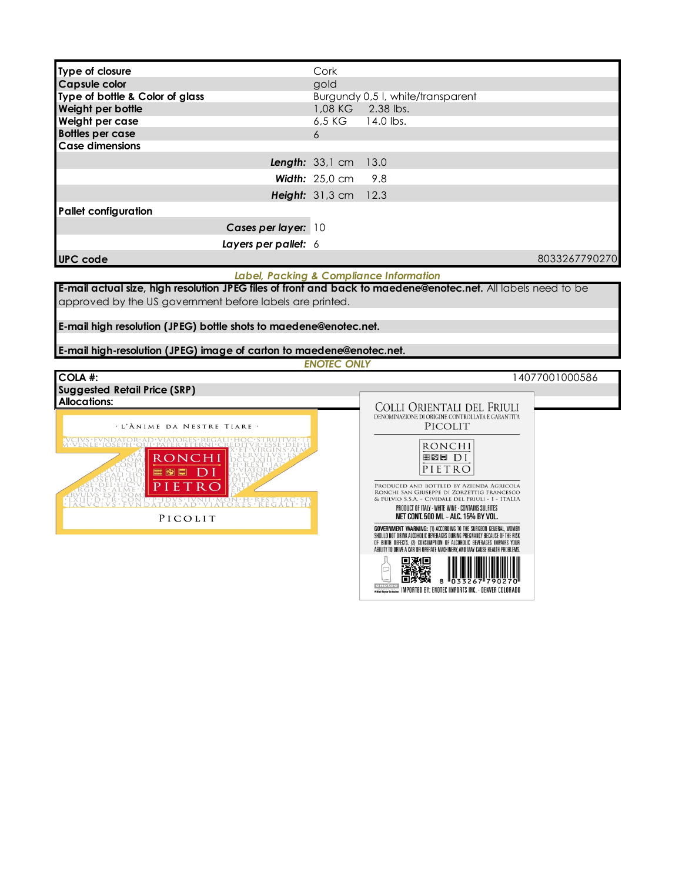| | | |
|---|---|---|
| **Type of closure** | Cork | |
| **Capsule color** | gold | |
| **Type of bottle & Color of glass** | Burgundy 0,5 l, white/transparent | |
| **Weight per bottle** | 1,08 KG | 2.38 lbs. |
| **Weight per case** | 6,5 KG | 14.0 lbs. |
| **Bottles per case** | 6 | |
| **Case dimensions** | | |
| ***Length:*** | 33,1 cm | 13.0 |
| ***Width:*** | 25,0 cm | 9.8 |
| ***Height:*** | 31,3 cm | 12.3 |
| **Pallet configuration** | | |
| ***Cases per layer:*** | 10 | |
| ***Layers per pallet:*** | 6 | |
| **UPC code** | | 8033267790270 |

*Label, Packing & Compliance Information*

**E-mail actual size, high resolution JPEG files of front and back to maedene@enotec.net.** All labels need to be approved by the US government before labels are printed.

**E-mail high resolution (JPEG) bottle shots to maedene@enotec.net.**

**E-mail high-resolution (JPEG) image of carton to maedene@enotec.net.**

*ENOTEC ONLY*

| | |
|---|---|
| **COLA #:** | 14077001000586 |
| **Suggested Retail Price (SRP)** | |
| **Allocations:** | |

· L'ÀNIME DA NESTRE TIARE ·

RONCHI DI PIETRO

PICOLIT

COLLI ORIENTALI DEL FRIULI

DENOMINAZIONE DI ORIGINE CONTROLLATA E GARANTITA

PICOLIT

RONCHI DI PIETRO

PRODUCED AND BOTTLED BY AZIENDA AGRICOLA RONCHI SAN GIUSEPPE DI ZORZETTIG FRANCESCO & FULVIO S.S.A. - CIVIDALE DEL FRIULI - I - ITALIA

PRODUCT OF ITALY - WHITE WINE - CONTAINS SULFITES

NET CONT. 500 ML – ALC. 15% BY VOL.

GOVERNMENT WARNING: (1) ACCORDING TO THE SURGEON GENERAL, WOMEN SHOULD NOT DRINK ALCOHOLIC BEVERAGES DURING PREGNANCY BECAUSE OF THE RISK OF BIRTH DEFECTS. (2) CONSUMPTION OF ALCOHOLIC BEVERAGES IMPAIRS YOUR ABILITY TO DRIVE A CAR OR OPERATE MACHINERY, AND MAY CAUSE HEALTH PROBLEMS.

8 033267 790270

IMPORTED BY: ENOTEC IMPORTS INC. - DENVER COLORADO